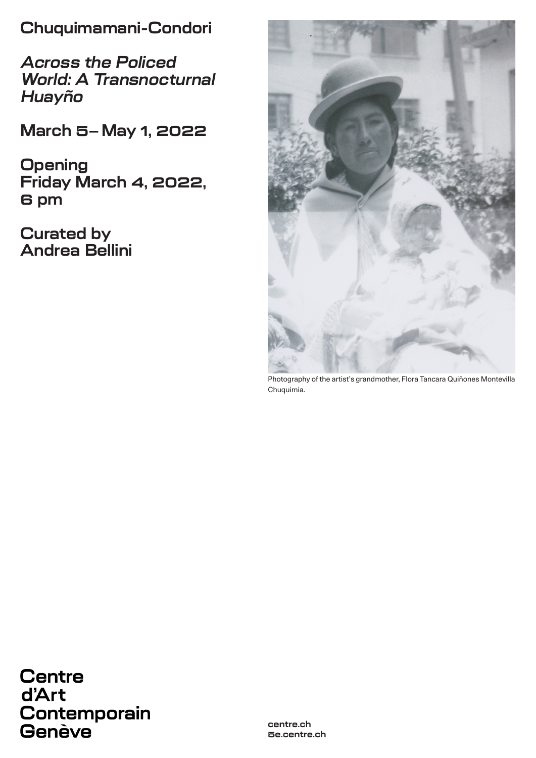# Chuquimamani-Condori

## *Across the Policed World: A Transnocturnal Huayño*

**March 5 – May 1, 2022**

**Opening**
**Friday March 4, 2022, 6 pm**

**Curated by**
**Andrea Bellini**

Photography of the artist's grandmother, Flora Tancara Quiñones Montevilla Chuquimia.

**Centre d'Art Contemporain Genève**

**centre.ch**
**5e.centre.ch**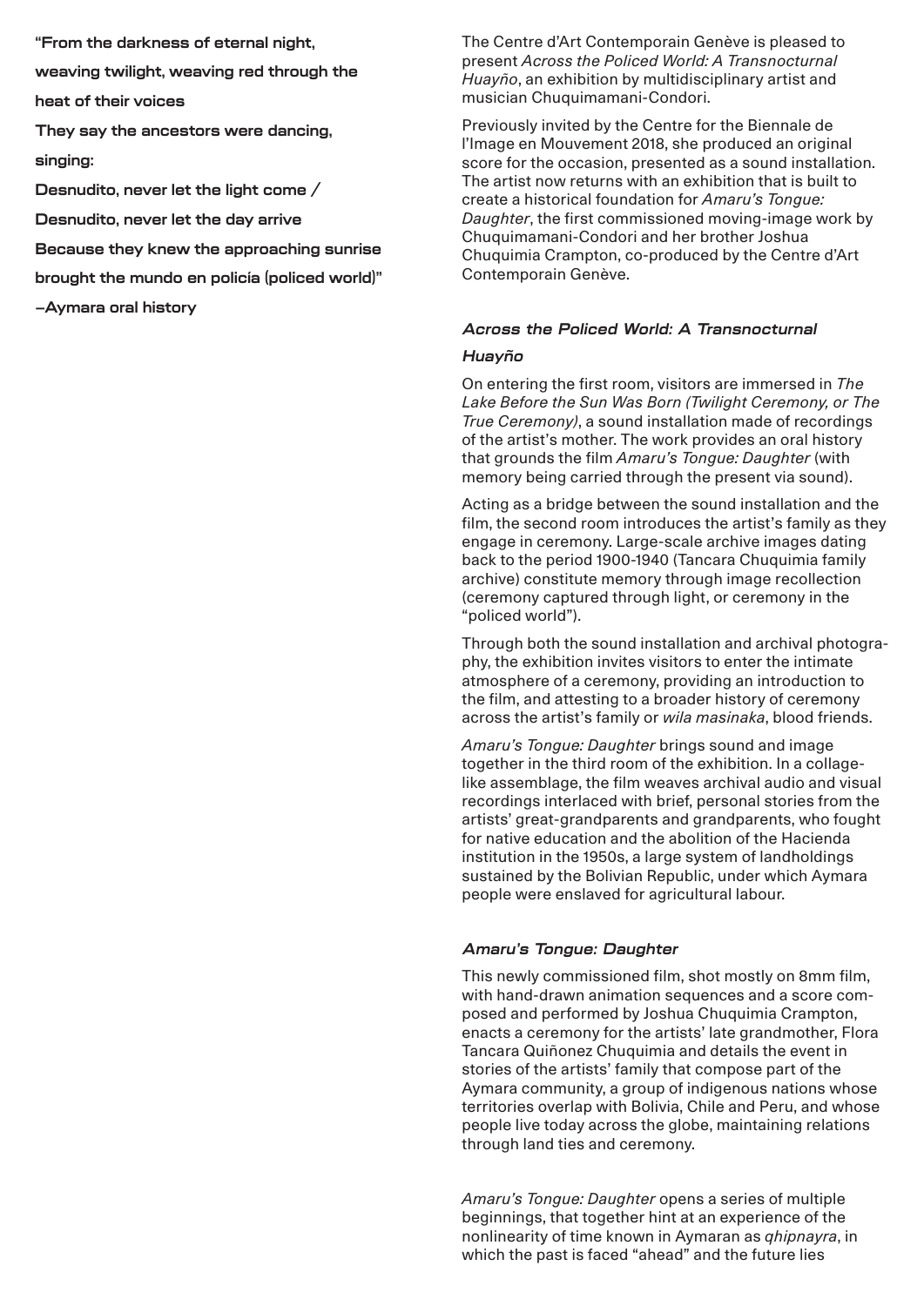**"From the darkness of eternal night,**
**weaving twilight, weaving red through the heat of their voices**
**They say the ancestors were dancing, singing:**
**Desnudito, never let the light come /**
**Desnudito, never let the day arrive**
**Because they knew the approaching sunrise brought the mundo en policía (policed world)"**
**—Aymara oral history**

The Centre d'Art Contemporain Genève is pleased to present *Across the Policed World: A Transnocturnal Huayño*, an exhibition by multidisciplinary artist and musician Chuquimamani-Condori.

Previously invited by the Centre for the Biennale de l'Image en Mouvement 2018, she produced an original score for the occasion, presented as a sound installation. The artist now returns with an exhibition that is built to create a historical foundation for *Amaru's Tongue: Daughter*, the first commissioned moving-image work by Chuquimamani-Condori and her brother Joshua Chuquimia Crampton, co-produced by the Centre d'Art Contemporain Genève.

### *Across the Policed World: A Transnocturnal Huayño*

On entering the first room, visitors are immersed in *The Lake Before the Sun Was Born (Twilight Ceremony, or The True Ceremony)*, a sound installation made of recordings of the artist's mother. The work provides an oral history that grounds the film *Amaru's Tongue: Daughter* (with memory being carried through the present via sound).

Acting as a bridge between the sound installation and the film, the second room introduces the artist's family as they engage in ceremony. Large-scale archive images dating back to the period 1900-1940 (Tancara Chuquimia family archive) constitute memory through image recollection (ceremony captured through light, or ceremony in the "policed world").

Through both the sound installation and archival photography, the exhibition invites visitors to enter the intimate atmosphere of a ceremony, providing an introduction to the film, and attesting to a broader history of ceremony across the artist's family or *wila masinaka*, blood friends.

*Amaru's Tongue: Daughter* brings sound and image together in the third room of the exhibition. In a collage-like assemblage, the film weaves archival audio and visual recordings interlaced with brief, personal stories from the artists' great-grandparents and grandparents, who fought for native education and the abolition of the Hacienda institution in the 1950s, a large system of landholdings sustained by the Bolivian Republic, under which Aymara people were enslaved for agricultural labour.

### *Amaru's Tongue: Daughter*

This newly commissioned film, shot mostly on 8mm film, with hand-drawn animation sequences and a score composed and performed by Joshua Chuquimia Crampton, enacts a ceremony for the artists' late grandmother, Flora Tancara Quiñonez Chuquimia and details the event in stories of the artists' family that compose part of the Aymara community, a group of indigenous nations whose territories overlap with Bolivia, Chile and Peru, and whose people live today across the globe, maintaining relations through land ties and ceremony.

*Amaru's Tongue: Daughter* opens a series of multiple beginnings, that together hint at an experience of the nonlinearity of time known in Aymaran as *qhipnayra*, in which the past is faced "ahead" and the future lies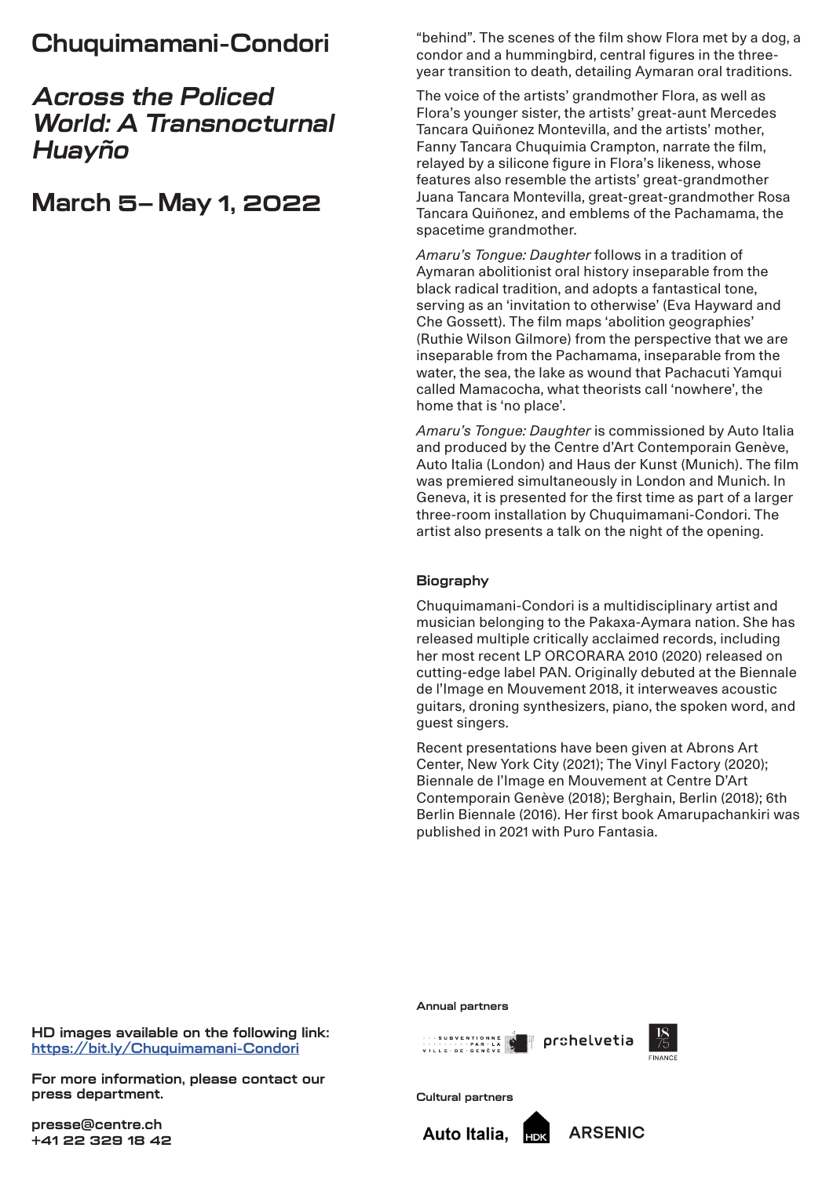# Chuquimamani-Condori

## *Across the Policed World: A Transnocturnal Huayño*

## March 5 – May 1, 2022

"behind". The scenes of the film show Flora met by a dog, a condor and a hummingbird, central figures in the three-year transition to death, detailing Aymaran oral traditions.

The voice of the artists' grandmother Flora, as well as Flora's younger sister, the artists' great-aunt Mercedes Tancara Quiñonez Montevilla, and the artists' mother, Fanny Tancara Chuquimia Crampton, narrate the film, relayed by a silicone figure in Flora's likeness, whose features also resemble the artists' great-grandmother Juana Tancara Montevilla, great-great-grandmother Rosa Tancara Quiñonez, and emblems of the Pachamama, the spacetime grandmother.

*Amaru's Tongue: Daughter* follows in a tradition of Aymaran abolitionist oral history inseparable from the black radical tradition, and adopts a fantastical tone, serving as an 'invitation to otherwise' (Eva Hayward and Che Gossett). The film maps 'abolition geographies' (Ruthie Wilson Gilmore) from the perspective that we are inseparable from the Pachamama, inseparable from the water, the sea, the lake as wound that Pachacuti Yamqui called Mamacocha, what theorists call 'nowhere', the home that is 'no place'.

*Amaru's Tongue: Daughter* is commissioned by Auto Italia and produced by the Centre d'Art Contemporain Genève, Auto Italia (London) and Haus der Kunst (Munich). The film was premiered simultaneously in London and Munich. In Geneva, it is presented for the first time as part of a larger three-room installation by Chuquimamani-Condori. The artist also presents a talk on the night of the opening.

### Biography

Chuquimamani-Condori is a multidisciplinary artist and musician belonging to the Pakaxa-Aymara nation. She has released multiple critically acclaimed records, including her most recent LP ORCORARA 2010 (2020) released on cutting-edge label PAN. Originally debuted at the Biennale de l'Image en Mouvement 2018, it interweaves acoustic guitars, droning synthesizers, piano, the spoken word, and guest singers.

Recent presentations have been given at Abrons Art Center, New York City (2021); The Vinyl Factory (2020); Biennale de l'Image en Mouvement at Centre D'Art Contemporain Genève (2018); Berghain, Berlin (2018); 6th Berlin Biennale (2016). Her first book Amarupachankiri was published in 2021 with Puro Fantasia.

**HD images available on the following link:**
**https://bit.ly/Chuquimamani-Condori**

**For more information, please contact our press department.**

**presse@centre.ch**
**+41 22 329 18 42**

**Annual partners**

Subventionné par la Ville de Genève · prohelvetia · 1875 Finance

**Cultural partners**

Auto Italia, HDK, ARSENIC